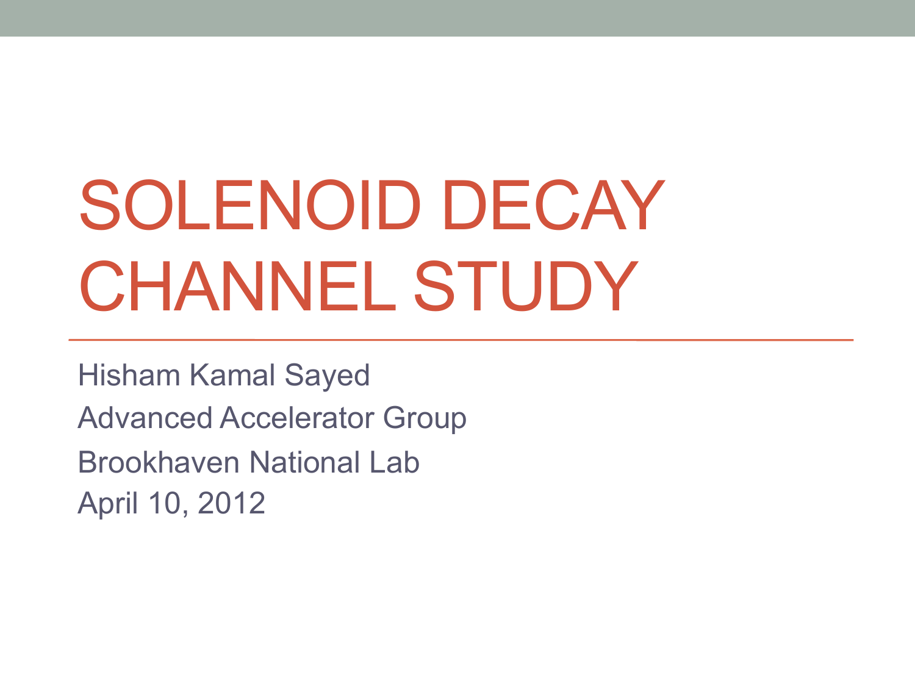# SOLENOID DECAY CHANNEL STUDY

Hisham Kamal Sayed

Advanced Accelerator Group

Brookhaven National Lab

April 10, 2012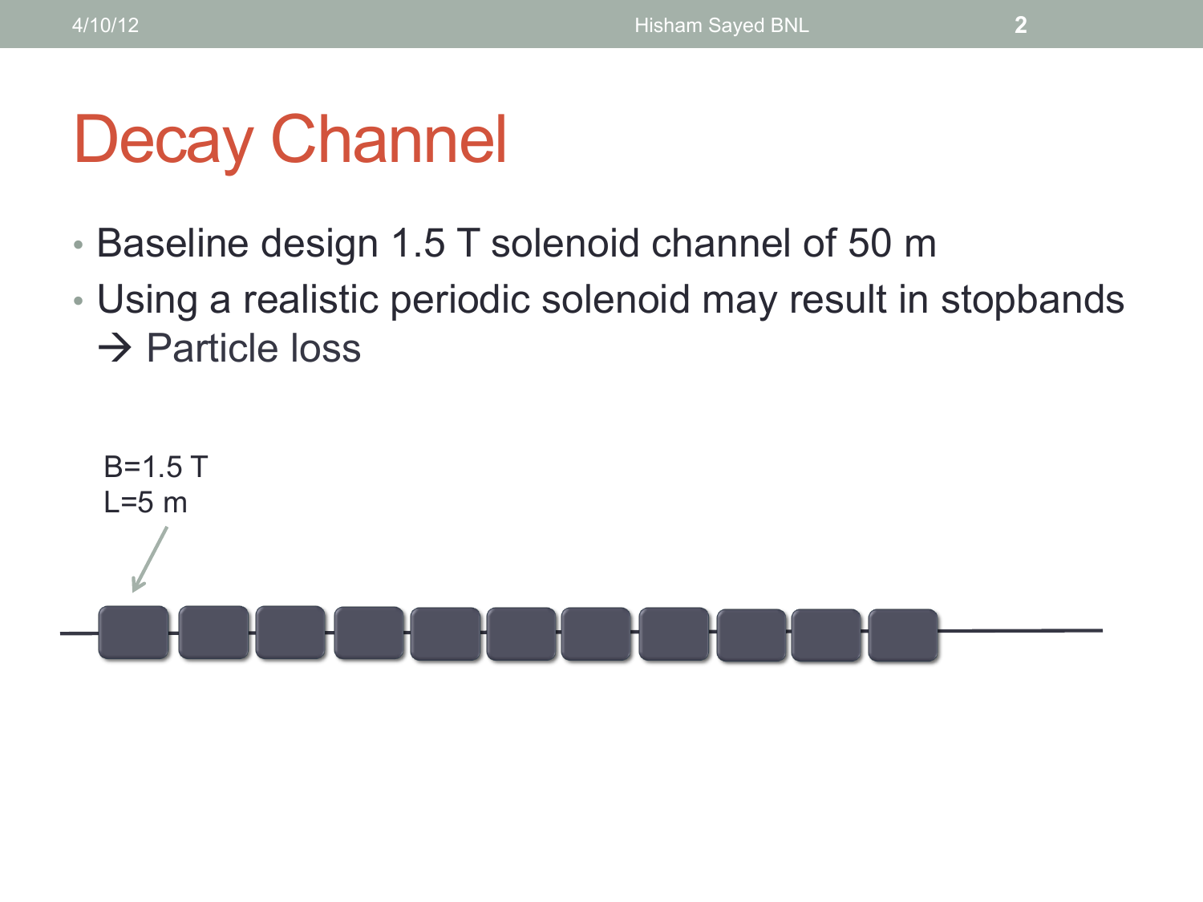# Decay Channel

- Baseline design 1.5 T solenoid channel of 50 m
- Using a realistic periodic solenoid may result in stopbands → Particle loss

B=1.5 T
L=5 m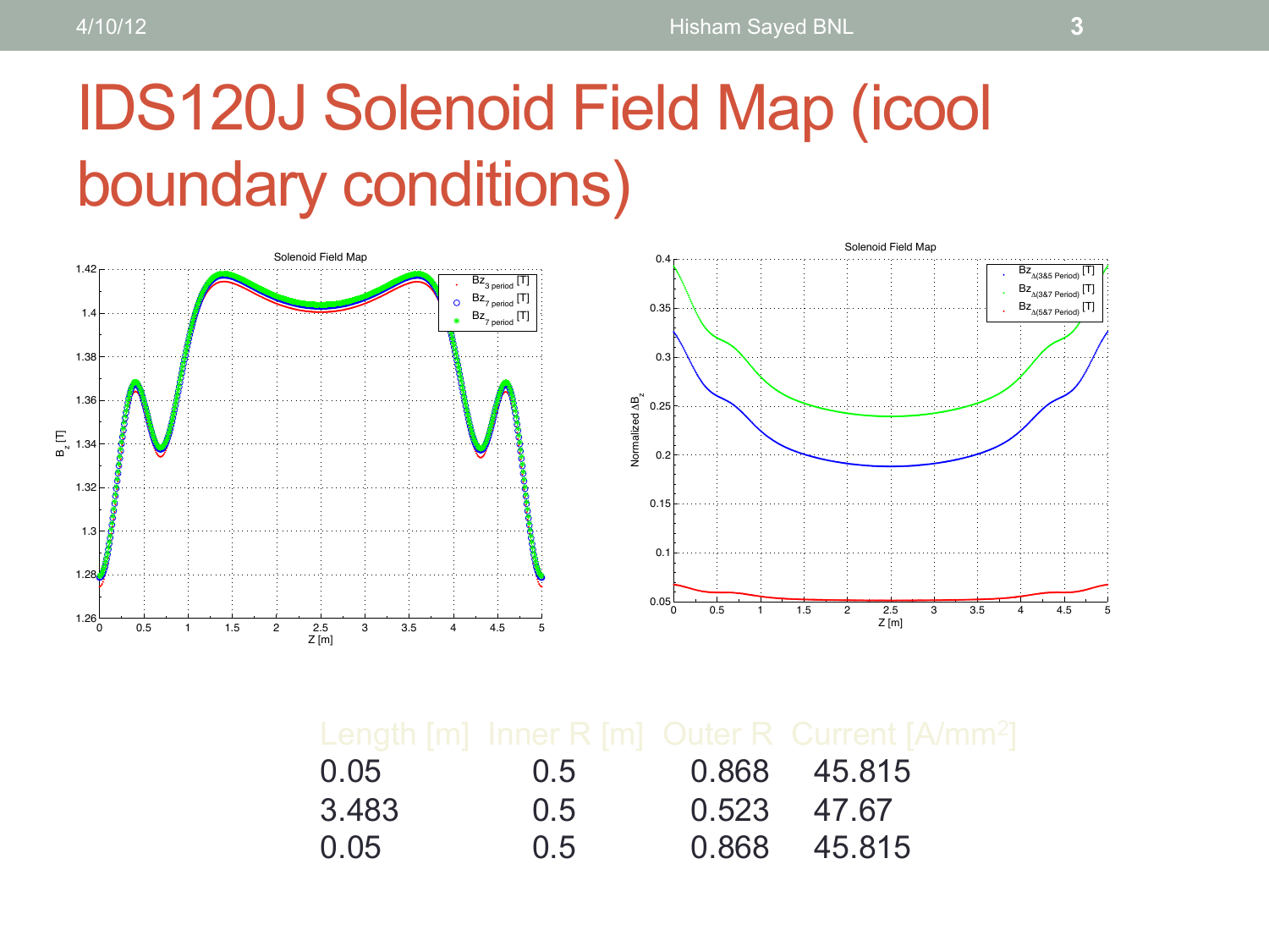# IDS120J Solenoid Field Map (icool boundary conditions)

| Length [m] | Inner R [m] | Outer R | Current [A/mm²] |
|---|---|---|---|
| 0.05 | 0.5 | 0.868 | 45.815 |
| 3.483 | 0.5 | 0.523 | 47.67 |
| 0.05 | 0.5 | 0.868 | 45.815 |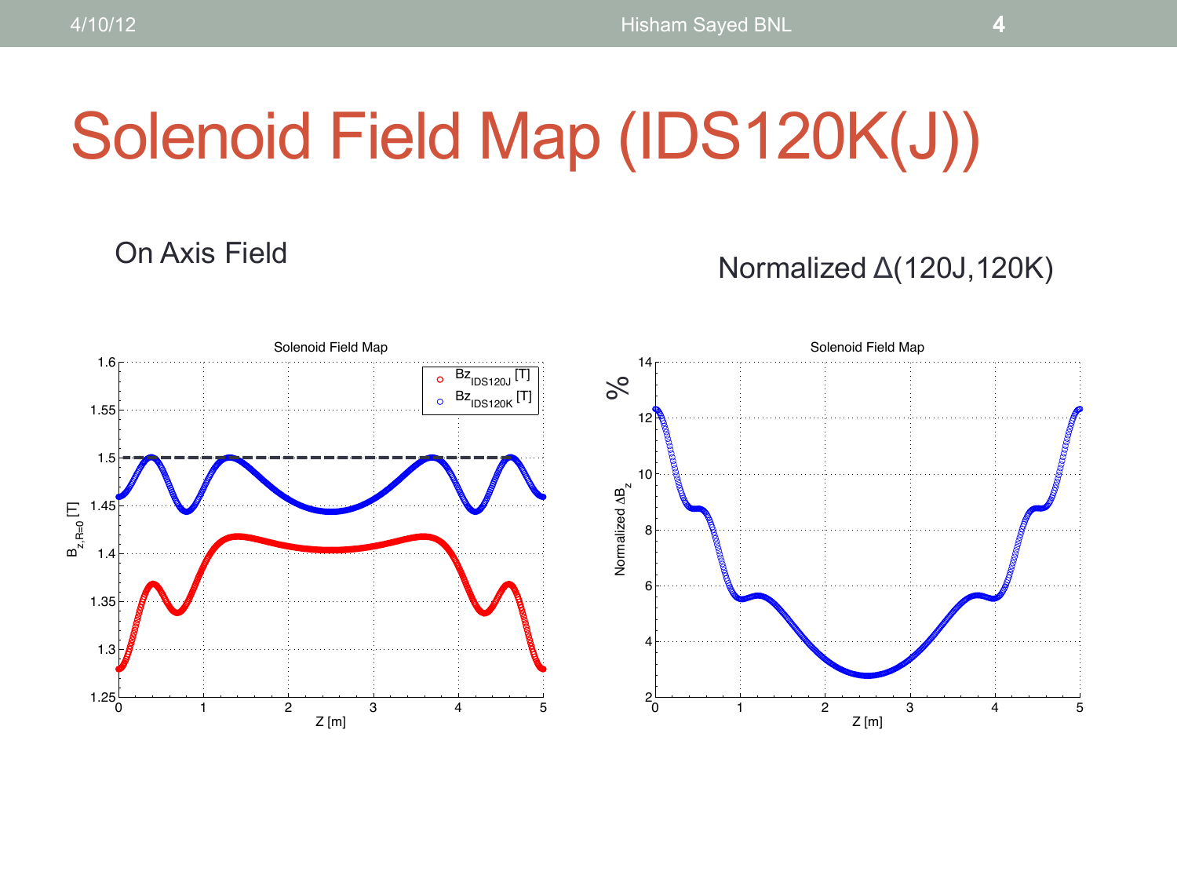# Solenoid Field Map (IDS120K(J))

On Axis Field

Normalized Δ(120J,120K)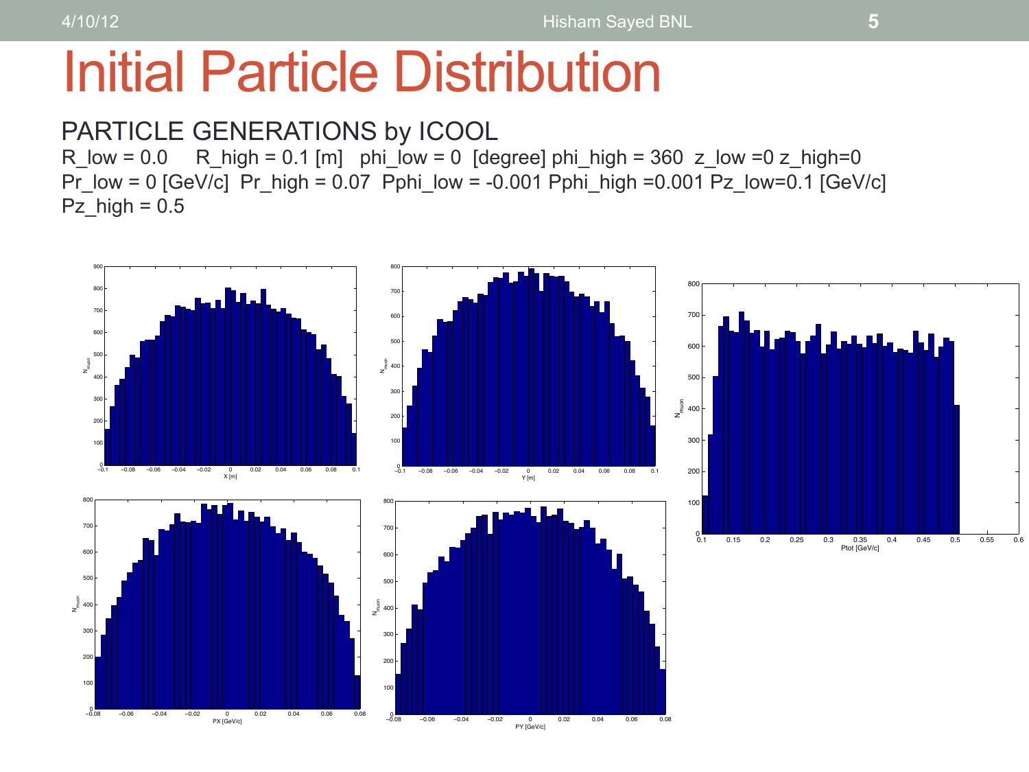# Initial Particle Distribution

PARTICLE GENERATIONS by ICOOL

R_low = 0.0 R_high = 0.1 [m] phi_low = 0 [degree] phi_high = 360 z_low =0 z_high=0

Pr_low = 0 [GeV/c] Pr_high = 0.07 Pphi_low = -0.001 Pphi_high =0.001 Pz_low=0.1 [GeV/c]

Pz_high = 0.5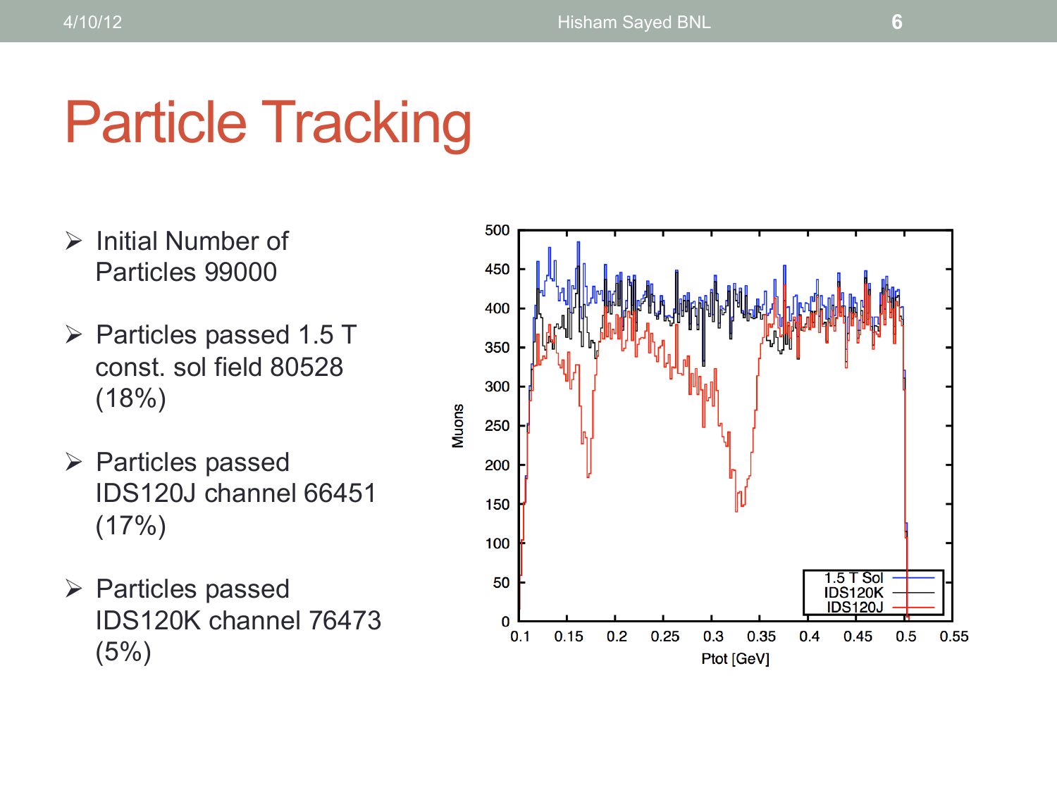# Particle Tracking

- Initial Number of Particles 99000
- Particles passed 1.5 T const. sol field 80528 (18%)
- Particles passed IDS120J channel 66451 (17%)
- Particles passed IDS120K channel 76473 (5%)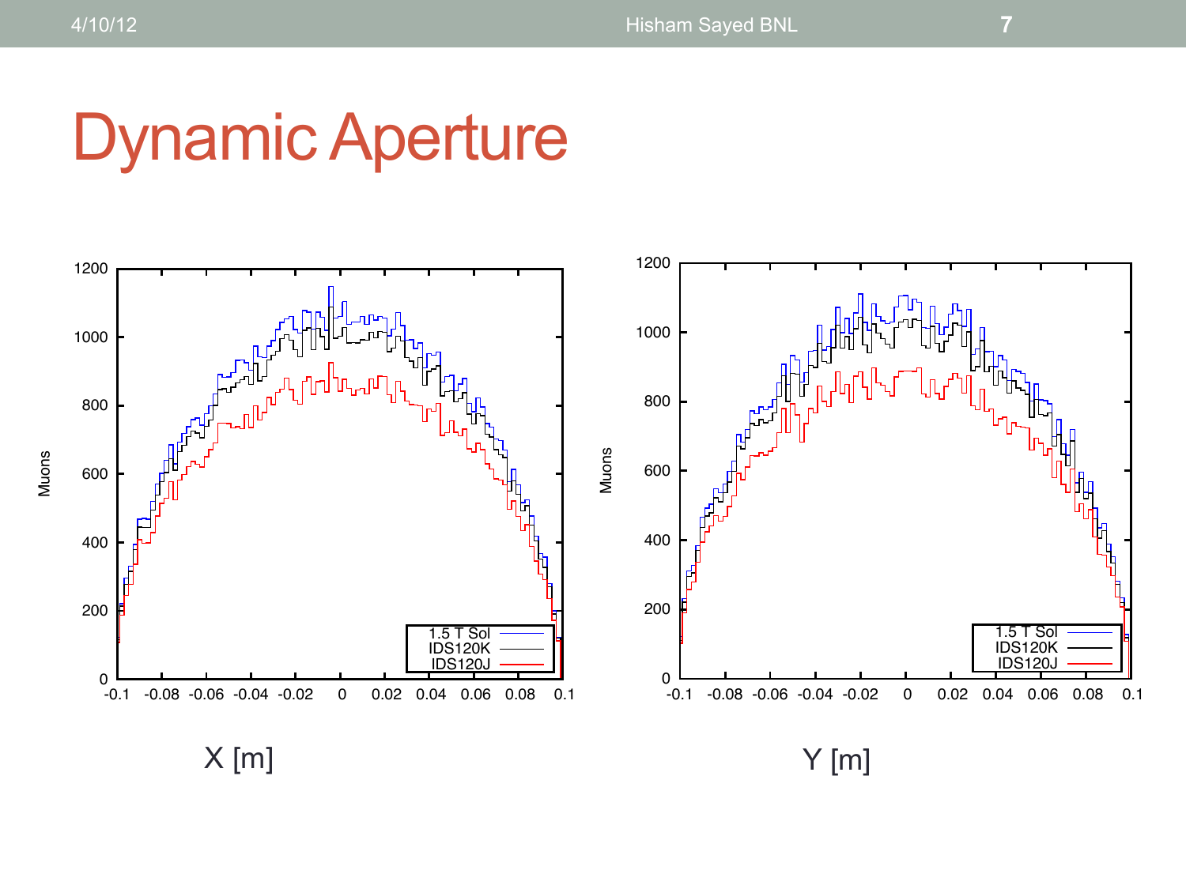# Dynamic Aperture

X [m]

Y [m]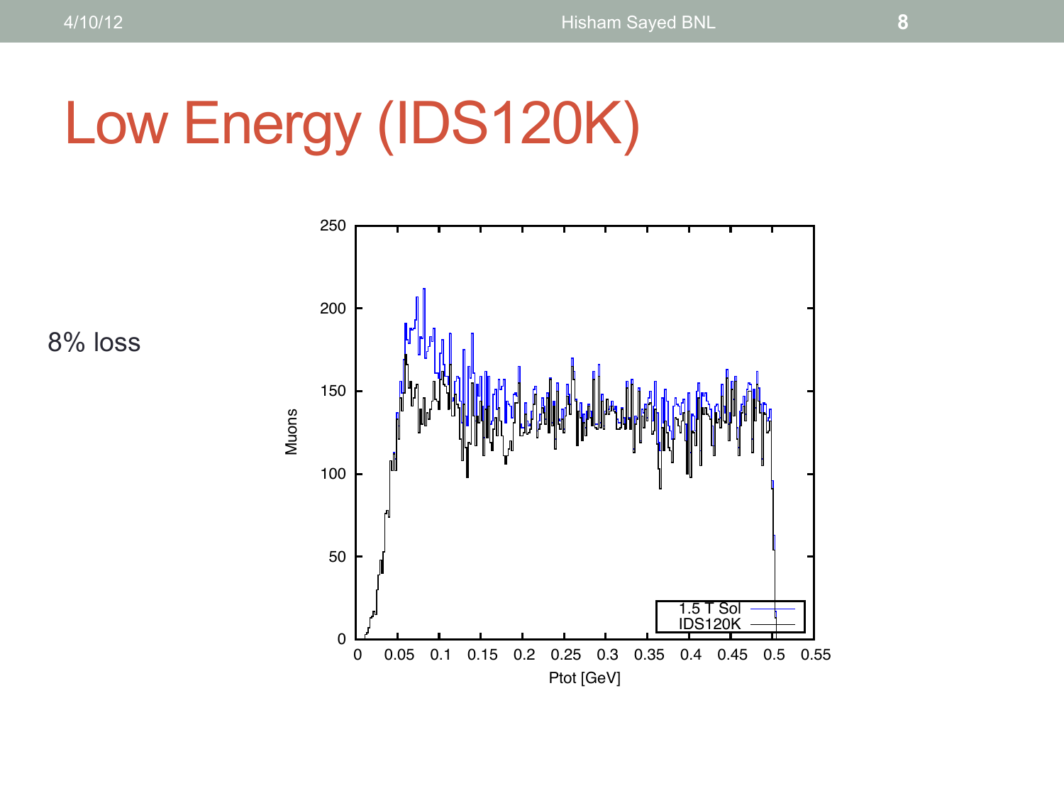# Low Energy (IDS120K)

8% loss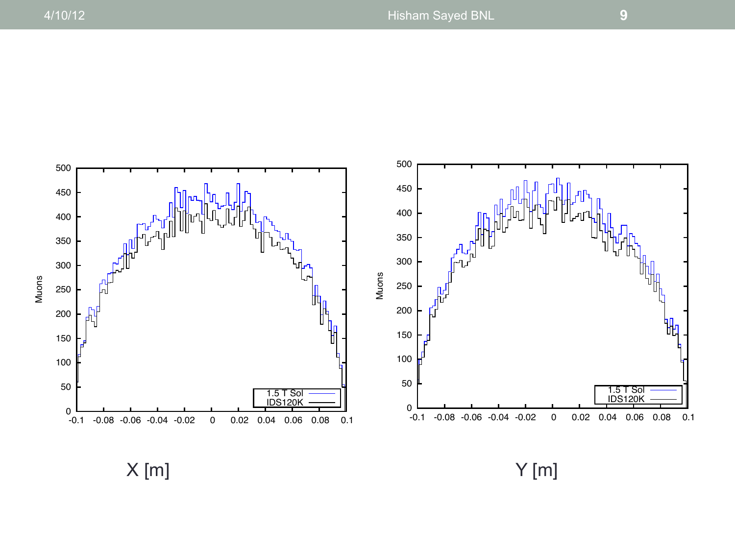Muons

| 1.5 T Sol |
| --- |
| IDS120K |

X [m]

Muons

| 1.5 T Sol |
| --- |
| IDS120K |

Y [m]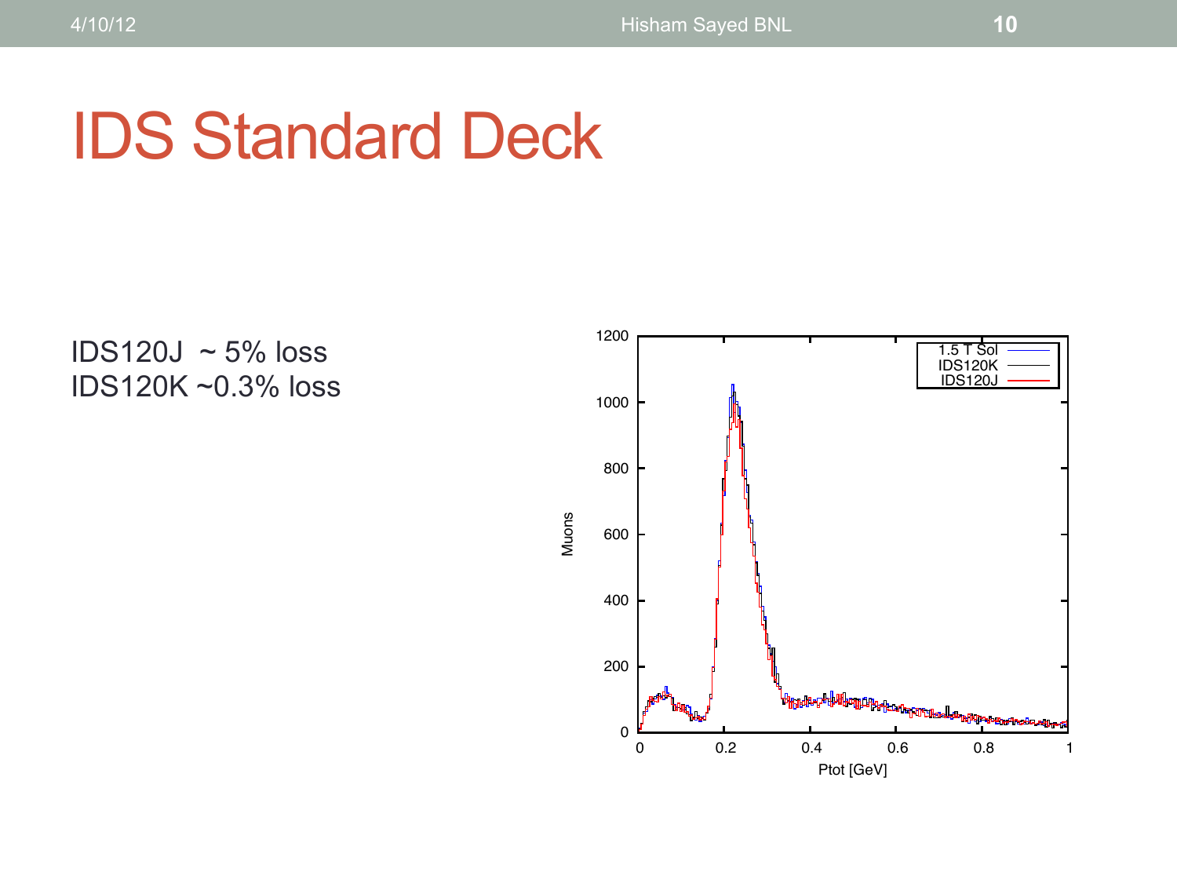# IDS Standard Deck

IDS120J ~ 5% loss
IDS120K ~0.3% loss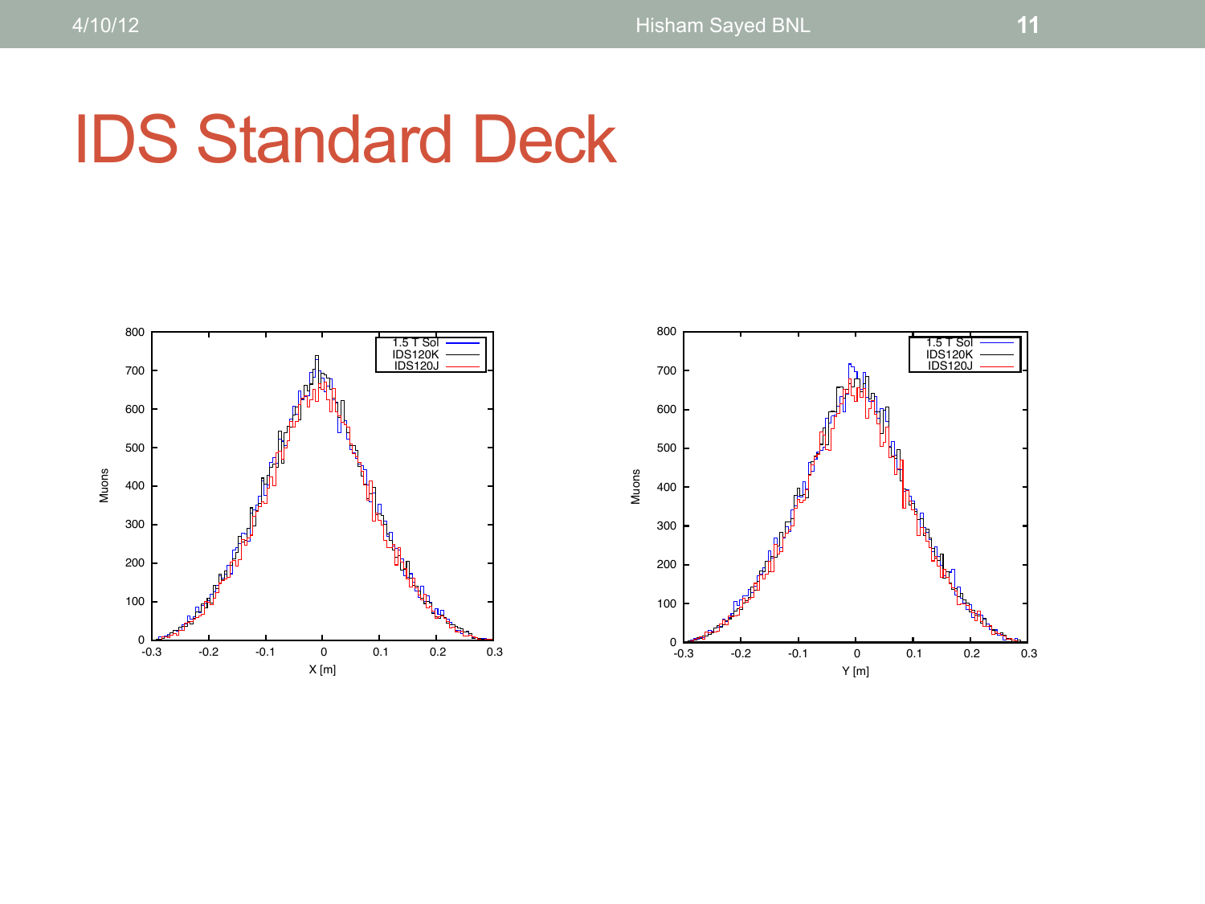# IDS Standard Deck

800
700
600
500
400
300
200
100
0
Muons
-0.3 -0.2 -0.1 0 0.1 0.2 0.3
X [m]
1.5 T Sol
IDS120K
IDS120J

800
700
600
500
400
300
200
100
0
Muons
-0.3 -0.2 -0.1 0 0.1 0.2 0.3
Y [m]
1.5 T Sol
IDS120K
IDS120J